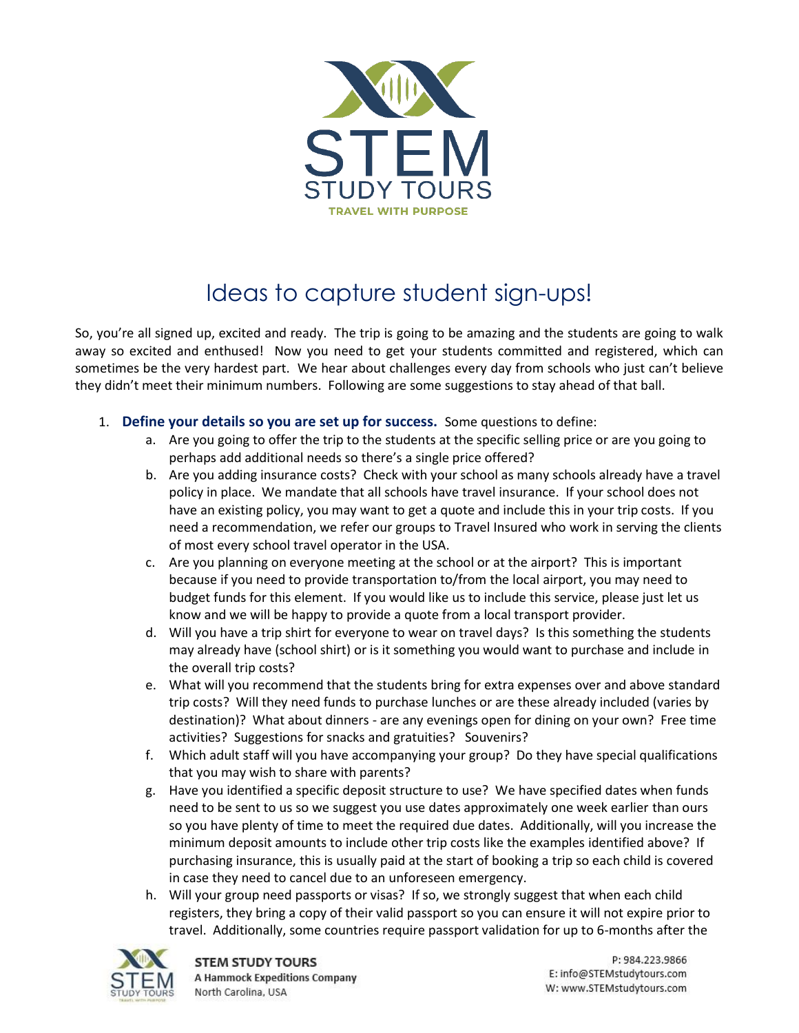# Ideas to capture student sign-ups!

So, you're all signed up, excited and ready. The trip is going to be amazing and the students are going to walk away so excited and enthused! Now you need to get your students committed and registered, which can sometimes be the very hardest part. We hear about challenges every day from schools who just can't believe they didn't meet their minimum numbers. Following are some suggestions to stay ahead of that ball.

1. **Define your details so you are set up for success.** Some questions to define:
   a. Are you going to offer the trip to the students at the specific selling price or are you going to perhaps add additional needs so there's a single price offered?
   b. Are you adding insurance costs? Check with your school as many schools already have a travel policy in place. We mandate that all schools have travel insurance. If your school does not have an existing policy, you may want to get a quote and include this in your trip costs. If you need a recommendation, we refer our groups to Travel Insured who work in serving the clients of most every school travel operator in the USA.
   c. Are you planning on everyone meeting at the school or at the airport? This is important because if you need to provide transportation to/from the local airport, you may need to budget funds for this element. If you would like us to include this service, please just let us know and we will be happy to provide a quote from a local transport provider.
   d. Will you have a trip shirt for everyone to wear on travel days? Is this something the students may already have (school shirt) or is it something you would want to purchase and include in the overall trip costs?
   e. What will you recommend that the students bring for extra expenses over and above standard trip costs? Will they need funds to purchase lunches or are these already included (varies by destination)? What about dinners - are any evenings open for dining on your own? Free time activities? Suggestions for snacks and gratuities? Souvenirs?
   f. Which adult staff will you have accompanying your group? Do they have special qualifications that you may wish to share with parents?
   g. Have you identified a specific deposit structure to use? We have specified dates when funds need to be sent to us so we suggest you use dates approximately one week earlier than ours so you have plenty of time to meet the required due dates. Additionally, will you increase the minimum deposit amounts to include other trip costs like the examples identified above? If purchasing insurance, this is usually paid at the start of booking a trip so each child is covered in case they need to cancel due to an unforeseen emergency.
   h. Will your group need passports or visas? If so, we strongly suggest that when each child registers, they bring a copy of their valid passport so you can ensure it will not expire prior to travel. Additionally, some countries require passport validation for up to 6-months after the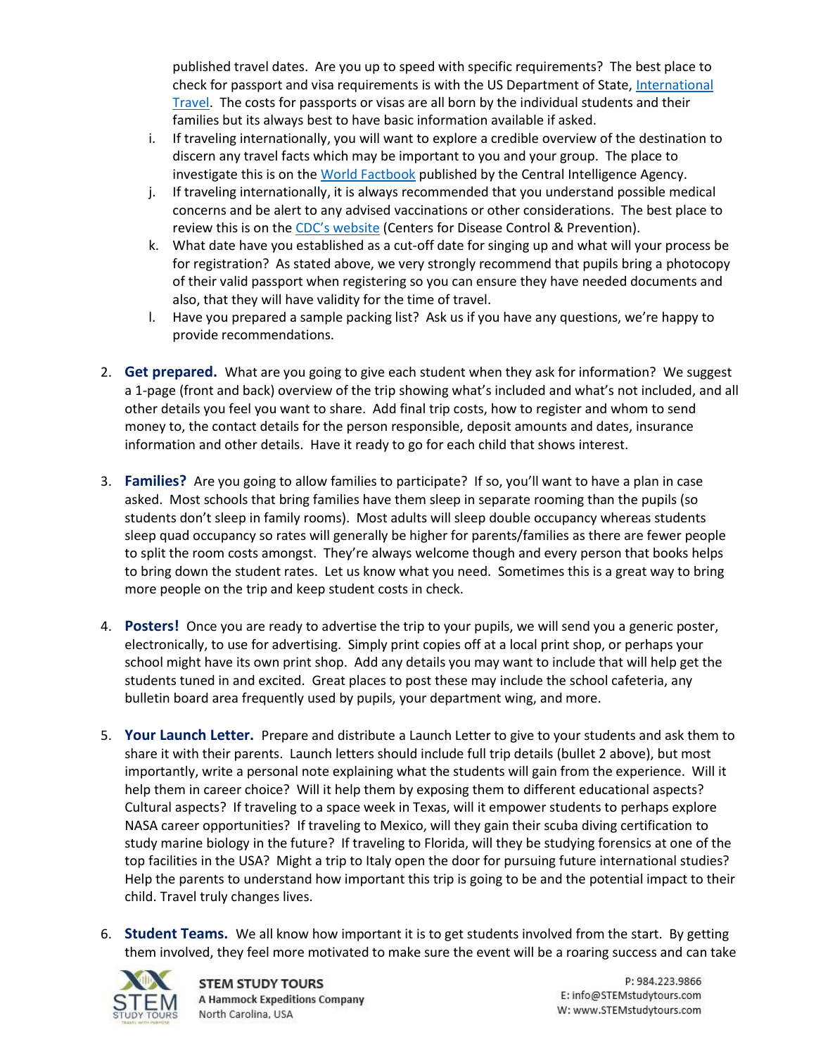published travel dates. Are you up to speed with specific requirements? The best place to check for passport and visa requirements is with the US Department of State, International Travel. The costs for passports or visas are all born by the individual students and their families but its always best to have basic information available if asked.

i. If traveling internationally, you will want to explore a credible overview of the destination to discern any travel facts which may be important to you and your group. The place to investigate this is on the World Factbook published by the Central Intelligence Agency.

j. If traveling internationally, it is always recommended that you understand possible medical concerns and be alert to any advised vaccinations or other considerations. The best place to review this is on the CDC's website (Centers for Disease Control & Prevention).

k. What date have you established as a cut-off date for singing up and what will your process be for registration? As stated above, we very strongly recommend that pupils bring a photocopy of their valid passport when registering so you can ensure they have needed documents and also, that they will have validity for the time of travel.

l. Have you prepared a sample packing list? Ask us if you have any questions, we're happy to provide recommendations.

2. **Get prepared.** What are you going to give each student when they ask for information? We suggest a 1-page (front and back) overview of the trip showing what's included and what's not included, and all other details you feel you want to share. Add final trip costs, how to register and whom to send money to, the contact details for the person responsible, deposit amounts and dates, insurance information and other details. Have it ready to go for each child that shows interest.

3. **Families?** Are you going to allow families to participate? If so, you'll want to have a plan in case asked. Most schools that bring families have them sleep in separate rooming than the pupils (so students don't sleep in family rooms). Most adults will sleep double occupancy whereas students sleep quad occupancy so rates will generally be higher for parents/families as there are fewer people to split the room costs amongst. They're always welcome though and every person that books helps to bring down the student rates. Let us know what you need. Sometimes this is a great way to bring more people on the trip and keep student costs in check.

4. **Posters!** Once you are ready to advertise the trip to your pupils, we will send you a generic poster, electronically, to use for advertising. Simply print copies off at a local print shop, or perhaps your school might have its own print shop. Add any details you may want to include that will help get the students tuned in and excited. Great places to post these may include the school cafeteria, any bulletin board area frequently used by pupils, your department wing, and more.

5. **Your Launch Letter.** Prepare and distribute a Launch Letter to give to your students and ask them to share it with their parents. Launch letters should include full trip details (bullet 2 above), but most importantly, write a personal note explaining what the students will gain from the experience. Will it help them in career choice? Will it help them by exposing them to different educational aspects? Cultural aspects? If traveling to a space week in Texas, will it empower students to perhaps explore NASA career opportunities? If traveling to Mexico, will they gain their scuba diving certification to study marine biology in the future? If traveling to Florida, will they be studying forensics at one of the top facilities in the USA? Might a trip to Italy open the door for pursuing future international studies? Help the parents to understand how important this trip is going to be and the potential impact to their child. Travel truly changes lives.

6. **Student Teams.** We all know how important it is to get students involved from the start. By getting them involved, they feel more motivated to make sure the event will be a roaring success and can take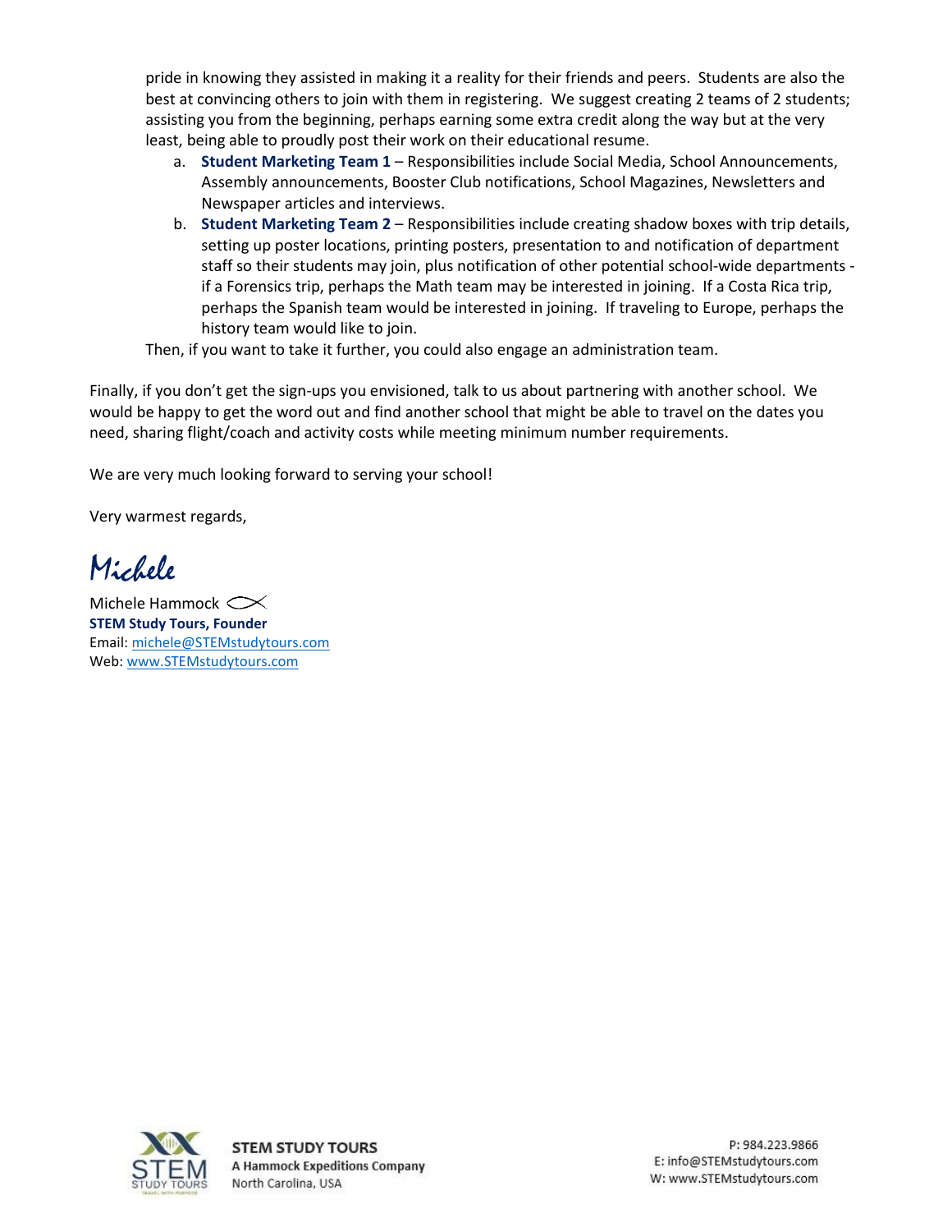pride in knowing they assisted in making it a reality for their friends and peers. Students are also the best at convincing others to join with them in registering. We suggest creating 2 teams of 2 students; assisting you from the beginning, perhaps earning some extra credit along the way but at the very least, being able to proudly post their work on their educational resume.

a. **Student Marketing Team 1** – Responsibilities include Social Media, School Announcements, Assembly announcements, Booster Club notifications, School Magazines, Newsletters and Newspaper articles and interviews.
b. **Student Marketing Team 2** – Responsibilities include creating shadow boxes with trip details, setting up poster locations, printing posters, presentation to and notification of department staff so their students may join, plus notification of other potential school-wide departments - if a Forensics trip, perhaps the Math team may be interested in joining. If a Costa Rica trip, perhaps the Spanish team would be interested in joining. If traveling to Europe, perhaps the history team would like to join.

Then, if you want to take it further, you could also engage an administration team.

Finally, if you don't get the sign-ups you envisioned, talk to us about partnering with another school. We would be happy to get the word out and find another school that might be able to travel on the dates you need, sharing flight/coach and activity costs while meeting minimum number requirements.

We are very much looking forward to serving your school!

Very warmest regards,

*Michele*

Michele Hammock
**STEM Study Tours, Founder**
Email: michele@STEMstudytours.com
Web: www.STEMstudytours.com

**STEM STUDY TOURS**
**A Hammock Expeditions Company**
North Carolina, USA

P: 984.223.9866
E: info@STEMstudytours.com
W: www.STEMstudytours.com